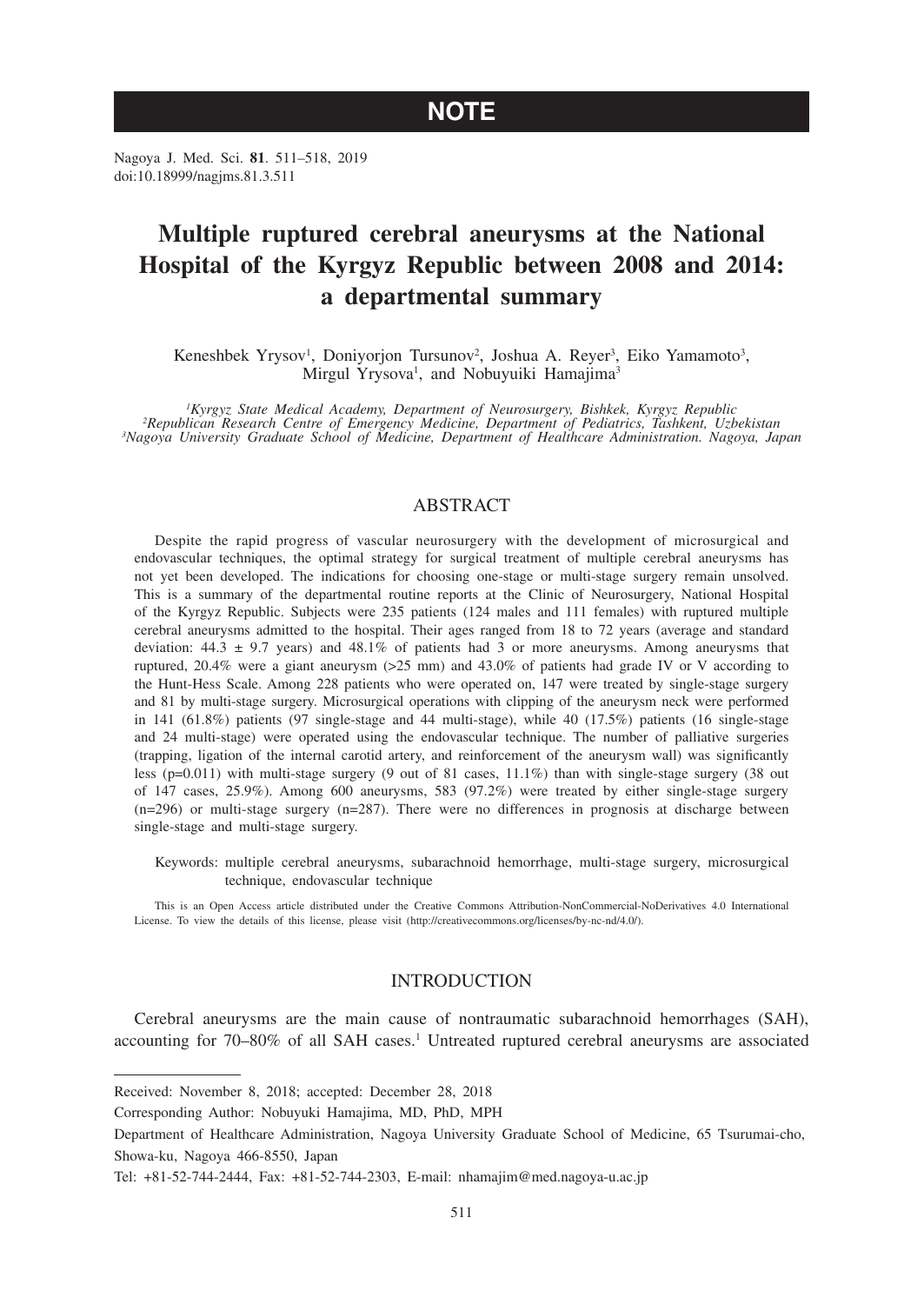NOTE

# Multiple ruptured cerebral aneurysms at the National Hospital of the Kyrgyz Republic between 2008 and 2014: a departmental summary

Keneshbek Yrysov[1], Doniyorjon Tursunov[2], Joshua A. Reyer[3], Eiko Yamamoto[3], Mirgul Yrysova[1], and Nobuyuiki Hamajima[3]

*[1]Kyrgyz State Medical Academy, Department of Neurosurgery, Bishkek, Kyrgyz Republic*
*[2]Republican Research Centre of Emergency Medicine, Department of Pediatrics, Tashkent, Uzbekistan*
*[3]Nagoya University Graduate School of Medicine, Department of Healthcare Administration. Nagoya, Japan*

## ABSTRACT

Despite the rapid progress of vascular neurosurgery with the development of microsurgical and endovascular techniques, the optimal strategy for surgical treatment of multiple cerebral aneurysms has not yet been developed. The indications for choosing one-stage or multi-stage surgery remain unsolved. This is a summary of the departmental routine reports at the Clinic of Neurosurgery, National Hospital of the Kyrgyz Republic. Subjects were 235 patients (124 males and 111 females) with ruptured multiple cerebral aneurysms admitted to the hospital. Their ages ranged from 18 to 72 years (average and standard deviation: 44.3 ± 9.7 years) and 48.1% of patients had 3 or more aneurysms. Among aneurysms that ruptured, 20.4% were a giant aneurysm (>25 mm) and 43.0% of patients had grade IV or V according to the Hunt-Hess Scale. Among 228 patients who were operated on, 147 were treated by single-stage surgery and 81 by multi-stage surgery. Microsurgical operations with clipping of the aneurysm neck were performed in 141 (61.8%) patients (97 single-stage and 44 multi-stage), while 40 (17.5%) patients (16 single-stage and 24 multi-stage) were operated using the endovascular technique. The number of palliative surgeries (trapping, ligation of the internal carotid artery, and reinforcement of the aneurysm wall) was significantly less (p=0.011) with multi-stage surgery (9 out of 81 cases, 11.1%) than with single-stage surgery (38 out of 147 cases, 25.9%). Among 600 aneurysms, 583 (97.2%) were treated by either single-stage surgery (n=296) or multi-stage surgery (n=287). There were no differences in prognosis at discharge between single-stage and multi-stage surgery.

Keywords: multiple cerebral aneurysms, subarachnoid hemorrhage, multi-stage surgery, microsurgical technique, endovascular technique

This is an Open Access article distributed under the Creative Commons Attribution-NonCommercial-NoDerivatives 4.0 International License. To view the details of this license, please visit (http://creativecommons.org/licenses/by-nc-nd/4.0/).

## INTRODUCTION

Cerebral aneurysms are the main cause of nontraumatic subarachnoid hemorrhages (SAH), accounting for 70–80% of all SAH cases.[1] Untreated ruptured cerebral aneurysms are associated

Received: November 8, 2018; accepted: December 28, 2018

Corresponding Author: Nobuyuki Hamajima, MD, PhD, MPH

Department of Healthcare Administration, Nagoya University Graduate School of Medicine, 65 Tsurumai-cho, Showa-ku, Nagoya 466-8550, Japan

Tel: +81-52-744-2444, Fax: +81-52-744-2303, E-mail: nhamajim@med.nagoya-u.ac.jp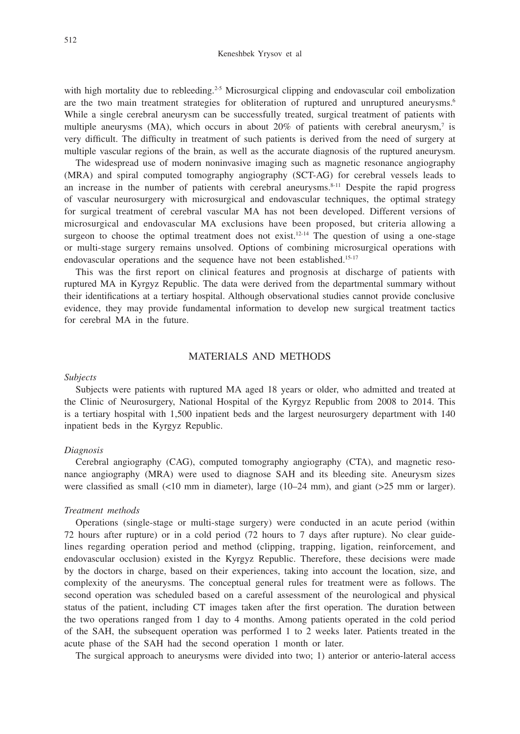with high mortality due to rebleeding.[2-5] Microsurgical clipping and endovascular coil embolization are the two main treatment strategies for obliteration of ruptured and unruptured aneurysms.[6] While a single cerebral aneurysm can be successfully treated, surgical treatment of patients with multiple aneurysms (MA), which occurs in about 20% of patients with cerebral aneurysm,[7] is very difficult. The difficulty in treatment of such patients is derived from the need of surgery at multiple vascular regions of the brain, as well as the accurate diagnosis of the ruptured aneurysm.

The widespread use of modern noninvasive imaging such as magnetic resonance angiography (MRA) and spiral computed tomography angiography (SCT-AG) for cerebral vessels leads to an increase in the number of patients with cerebral aneurysms.[8-11] Despite the rapid progress of vascular neurosurgery with microsurgical and endovascular techniques, the optimal strategy for surgical treatment of cerebral vascular MA has not been developed. Different versions of microsurgical and endovascular MA exclusions have been proposed, but criteria allowing a surgeon to choose the optimal treatment does not exist.[12-14] The question of using a one-stage or multi-stage surgery remains unsolved. Options of combining microsurgical operations with endovascular operations and the sequence have not been established.[15-17]

This was the first report on clinical features and prognosis at discharge of patients with ruptured MA in Kyrgyz Republic. The data were derived from the departmental summary without their identifications at a tertiary hospital. Although observational studies cannot provide conclusive evidence, they may provide fundamental information to develop new surgical treatment tactics for cerebral MA in the future.

## MATERIALS AND METHODS

### *Subjects*

Subjects were patients with ruptured MA aged 18 years or older, who admitted and treated at the Clinic of Neurosurgery, National Hospital of the Kyrgyz Republic from 2008 to 2014. This is a tertiary hospital with 1,500 inpatient beds and the largest neurosurgery department with 140 inpatient beds in the Kyrgyz Republic.

### *Diagnosis*

Cerebral angiography (CAG), computed tomography angiography (CTA), and magnetic resonance angiography (MRA) were used to diagnose SAH and its bleeding site. Aneurysm sizes were classified as small (<10 mm in diameter), large (10–24 mm), and giant (>25 mm or larger).

### *Treatment methods*

Operations (single-stage or multi-stage surgery) were conducted in an acute period (within 72 hours after rupture) or in a cold period (72 hours to 7 days after rupture). No clear guidelines regarding operation period and method (clipping, trapping, ligation, reinforcement, and endovascular occlusion) existed in the Kyrgyz Republic. Therefore, these decisions were made by the doctors in charge, based on their experiences, taking into account the location, size, and complexity of the aneurysms. The conceptual general rules for treatment were as follows. The second operation was scheduled based on a careful assessment of the neurological and physical status of the patient, including CT images taken after the first operation. The duration between the two operations ranged from 1 day to 4 months. Among patients operated in the cold period of the SAH, the subsequent operation was performed 1 to 2 weeks later. Patients treated in the acute phase of the SAH had the second operation 1 month or later.

The surgical approach to aneurysms were divided into two; 1) anterior or anterio-lateral access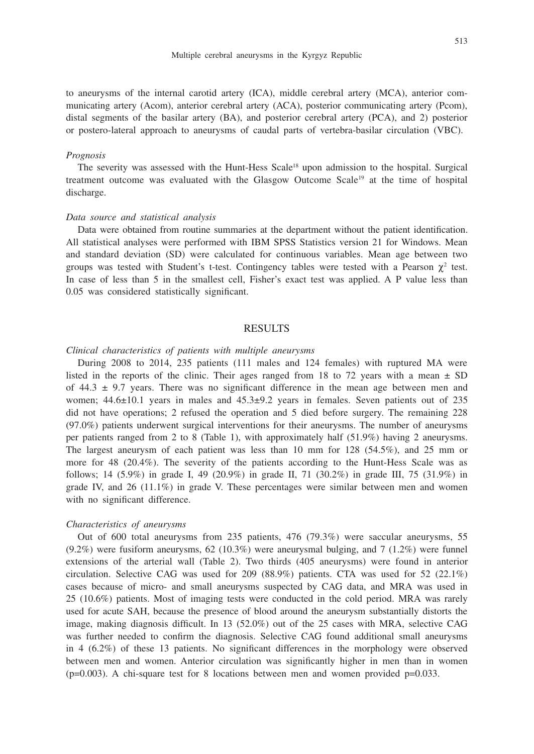to aneurysms of the internal carotid artery (ICA), middle cerebral artery (MCA), anterior communicating artery (Acom), anterior cerebral artery (ACA), posterior communicating artery (Pcom), distal segments of the basilar artery (BA), and posterior cerebral artery (PCA), and 2) posterior or postero-lateral approach to aneurysms of caudal parts of vertebra-basilar circulation (VBC).

*Prognosis*

The severity was assessed with the Hunt-Hess Scale[18] upon admission to the hospital. Surgical treatment outcome was evaluated with the Glasgow Outcome Scale[19] at the time of hospital discharge.

*Data source and statistical analysis*

Data were obtained from routine summaries at the department without the patient identification. All statistical analyses were performed with IBM SPSS Statistics version 21 for Windows. Mean and standard deviation (SD) were calculated for continuous variables. Mean age between two groups was tested with Student's t-test. Contingency tables were tested with a Pearson $\chi^2$ test. In case of less than 5 in the smallest cell, Fisher's exact test was applied. A P value less than 0.05 was considered statistically significant.

## RESULTS

*Clinical characteristics of patients with multiple aneurysms*

During 2008 to 2014, 235 patients (111 males and 124 females) with ruptured MA were listed in the reports of the clinic. Their ages ranged from 18 to 72 years with a mean ± SD of 44.3 ± 9.7 years. There was no significant difference in the mean age between men and women; 44.6±10.1 years in males and 45.3±9.2 years in females. Seven patients out of 235 did not have operations; 2 refused the operation and 5 died before surgery. The remaining 228 (97.0%) patients underwent surgical interventions for their aneurysms. The number of aneurysms per patients ranged from 2 to 8 (Table 1), with approximately half (51.9%) having 2 aneurysms. The largest aneurysm of each patient was less than 10 mm for 128 (54.5%), and 25 mm or more for 48 (20.4%). The severity of the patients according to the Hunt-Hess Scale was as follows; 14 (5.9%) in grade I, 49 (20.9%) in grade II, 71 (30.2%) in grade III, 75 (31.9%) in grade IV, and 26 (11.1%) in grade V. These percentages were similar between men and women with no significant difference.

*Characteristics of aneurysms*

Out of 600 total aneurysms from 235 patients, 476 (79.3%) were saccular aneurysms, 55 (9.2%) were fusiform aneurysms, 62 (10.3%) were aneurysmal bulging, and 7 (1.2%) were funnel extensions of the arterial wall (Table 2). Two thirds (405 aneurysms) were found in anterior circulation. Selective CAG was used for 209 (88.9%) patients. CTA was used for 52 (22.1%) cases because of micro- and small aneurysms suspected by CAG data, and MRA was used in 25 (10.6%) patients. Most of imaging tests were conducted in the cold period. MRA was rarely used for acute SAH, because the presence of blood around the aneurysm substantially distorts the image, making diagnosis difficult. In 13 (52.0%) out of the 25 cases with MRA, selective CAG was further needed to confirm the diagnosis. Selective CAG found additional small aneurysms in 4 (6.2%) of these 13 patients. No significant differences in the morphology were observed between men and women. Anterior circulation was significantly higher in men than in women (p=0.003). A chi-square test for 8 locations between men and women provided p=0.033.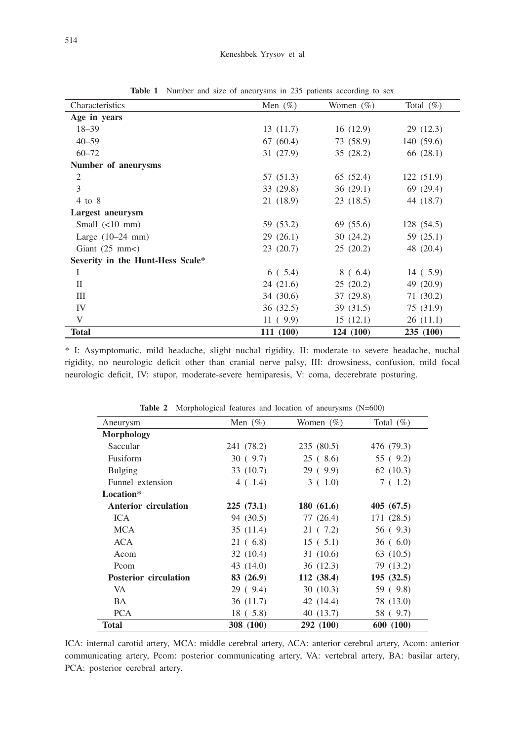**Table 1** Number and size of aneurysms in 235 patients according to sex

| Characteristics | Men (%) | Women (%) | Total (%) |
|---|---|---|---|
| **Age in years** | | | |
| 18–39 | 13 (11.7) | 16 (12.9) | 29 (12.3) |
| 40–59 | 67 (60.4) | 73 (58.9) | 140 (59.6) |
| 60–72 | 31 (27.9) | 35 (28.2) | 66 (28.1) |
| **Number of aneurysms** | | | |
| 2 | 57 (51.3) | 65 (52.4) | 122 (51.9) |
| 3 | 33 (29.8) | 36 (29.1) | 69 (29.4) |
| 4 to 8 | 21 (18.9) | 23 (18.5) | 44 (18.7) |
| **Largest aneurysm** | | | |
| Small (<10 mm) | 59 (53.2) | 69 (55.6) | 128 (54.5) |
| Large (10–24 mm) | 29 (26.1) | 30 (24.2) | 59 (25.1) |
| Giant (25 mm<) | 23 (20.7) | 25 (20.2) | 48 (20.4) |
| **Severity in the Hunt-Hess Scale*** | | | |
| I | 6 ( 5.4) | 8 ( 6.4) | 14 ( 5.9) |
| II | 24 (21.6) | 25 (20.2) | 49 (20.9) |
| III | 34 (30.6) | 37 (29.8) | 71 (30.2) |
| IV | 36 (32.5) | 39 (31.5) | 75 (31.9) |
| V | 11 ( 9.9) | 15 (12.1) | 26 (11.1) |
| **Total** | **111 (100)** | **124 (100)** | **235 (100)** |

* I: Asymptomatic, mild headache, slight nuchal rigidity, II: moderate to severe headache, nuchal rigidity, no neurologic deficit other than cranial nerve palsy, III: drowsiness, confusion, mild focal neurologic deficit, IV: stupor, moderate-severe hemiparesis, V: coma, decerebrate posturing.

**Table 2** Morphological features and location of aneurysms (N=600)

| Aneurysm | Men (%) | Women (%) | Total (%) |
|---|---|---|---|
| **Morphology** | | | |
| Saccular | 241 (78.2) | 235 (80.5) | 476 (79.3) |
| Fusiform | 30 ( 9.7) | 25 ( 8.6) | 55 ( 9.2) |
| Bulging | 33 (10.7) | 29 ( 9.9) | 62 (10.3) |
| Funnel extension | 4 ( 1.4) | 3 ( 1.0) | 7 ( 1.2) |
| **Location*** | | | |
| **Anterior circulation** | **225 (73.1)** | **180 (61.6)** | **405 (67.5)** |
| ICA | 94 (30.5) | 77 (26.4) | 171 (28.5) |
| MCA | 35 (11.4) | 21 ( 7.2) | 56 ( 9.3) |
| ACA | 21 ( 6.8) | 15 ( 5.1) | 36 ( 6.0) |
| Acom | 32 (10.4) | 31 (10.6) | 63 (10.5) |
| Pcom | 43 (14.0) | 36 (12.3) | 79 (13.2) |
| **Posterior circulation** | **83 (26.9)** | **112 (38.4)** | **195 (32.5)** |
| VA | 29 ( 9.4) | 30 (10.3) | 59 ( 9.8) |
| BA | 36 (11.7) | 42 (14.4) | 78 (13.0) |
| PCA | 18 ( 5.8) | 40 (13.7) | 58 ( 9.7) |
| **Total** | **308 (100)** | **292 (100)** | **600 (100)** |

ICA: internal carotid artery, MCA: middle cerebral artery, ACA: anterior cerebral artery, Acom: anterior communicating artery, Pcom: posterior communicating artery, VA: vertebral artery, BA: basilar artery, PCA: posterior cerebral artery.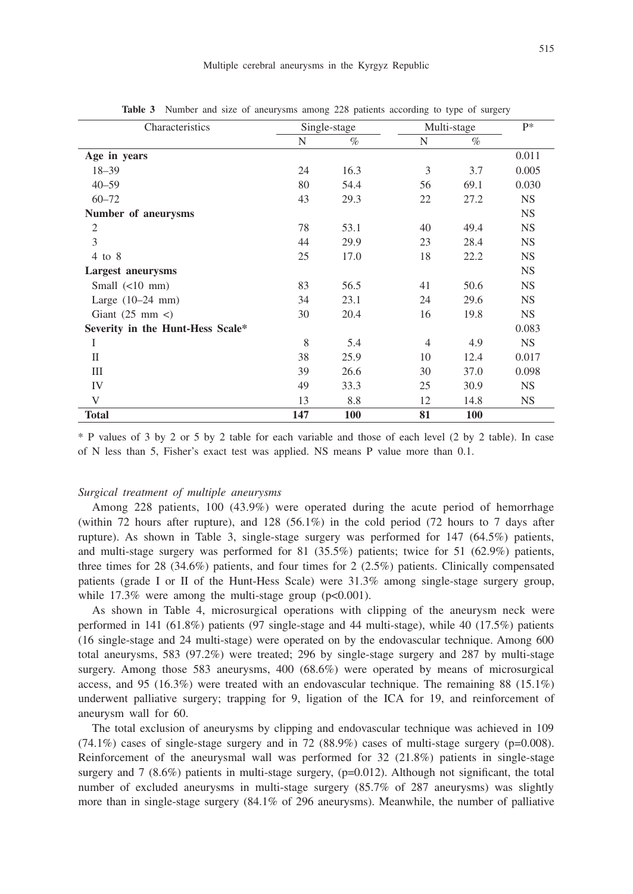**Table 3** Number and size of aneurysms among 228 patients according to type of surgery

| Characteristics | Single-stage | | Multi-stage | | P* |
|---|---|---|---|---|---|
| | N | % | N | % | |
| **Age in years** | | | | | 0.011 |
| 18–39 | 24 | 16.3 | 3 | 3.7 | 0.005 |
| 40–59 | 80 | 54.4 | 56 | 69.1 | 0.030 |
| 60–72 | 43 | 29.3 | 22 | 27.2 | NS |
| **Number of aneurysms** | | | | | NS |
| 2 | 78 | 53.1 | 40 | 49.4 | NS |
| 3 | 44 | 29.9 | 23 | 28.4 | NS |
| 4 to 8 | 25 | 17.0 | 18 | 22.2 | NS |
| **Largest aneurysms** | | | | | NS |
| Small (<10 mm) | 83 | 56.5 | 41 | 50.6 | NS |
| Large (10–24 mm) | 34 | 23.1 | 24 | 29.6 | NS |
| Giant (25 mm <) | 30 | 20.4 | 16 | 19.8 | NS |
| **Severity in the Hunt-Hess Scale*** | | | | | 0.083 |
| I | 8 | 5.4 | 4 | 4.9 | NS |
| II | 38 | 25.9 | 10 | 12.4 | 0.017 |
| III | 39 | 26.6 | 30 | 37.0 | 0.098 |
| IV | 49 | 33.3 | 25 | 30.9 | NS |
| V | 13 | 8.8 | 12 | 14.8 | NS |
| **Total** | **147** | **100** | **81** | **100** | |

* P values of 3 by 2 or 5 by 2 table for each variable and those of each level (2 by 2 table). In case of N less than 5, Fisher's exact test was applied. NS means P value more than 0.1.

*Surgical treatment of multiple aneurysms*

Among 228 patients, 100 (43.9%) were operated during the acute period of hemorrhage (within 72 hours after rupture), and 128 (56.1%) in the cold period (72 hours to 7 days after rupture). As shown in Table 3, single-stage surgery was performed for 147 (64.5%) patients, and multi-stage surgery was performed for 81 (35.5%) patients; twice for 51 (62.9%) patients, three times for 28 (34.6%) patients, and four times for 2 (2.5%) patients. Clinically compensated patients (grade I or II of the Hunt-Hess Scale) were 31.3% among single-stage surgery group, while 17.3% were among the multi-stage group ($p<0.001$).

As shown in Table 4, microsurgical operations with clipping of the aneurysm neck were performed in 141 (61.8%) patients (97 single-stage and 44 multi-stage), while 40 (17.5%) patients (16 single-stage and 24 multi-stage) were operated on by the endovascular technique. Among 600 total aneurysms, 583 (97.2%) were treated; 296 by single-stage surgery and 287 by multi-stage surgery. Among those 583 aneurysms, 400 (68.6%) were operated by means of microsurgical access, and 95 (16.3%) were treated with an endovascular technique. The remaining 88 (15.1%) underwent palliative surgery; trapping for 9, ligation of the ICA for 19, and reinforcement of aneurysm wall for 60.

The total exclusion of aneurysms by clipping and endovascular technique was achieved in 109 (74.1%) cases of single-stage surgery and in 72 (88.9%) cases of multi-stage surgery ($p=0.008$). Reinforcement of the aneurysmal wall was performed for 32 (21.8%) patients in single-stage surgery and 7 (8.6%) patients in multi-stage surgery, ($p=0.012$). Although not significant, the total number of excluded aneurysms in multi-stage surgery (85.7% of 287 aneurysms) was slightly more than in single-stage surgery (84.1% of 296 aneurysms). Meanwhile, the number of palliative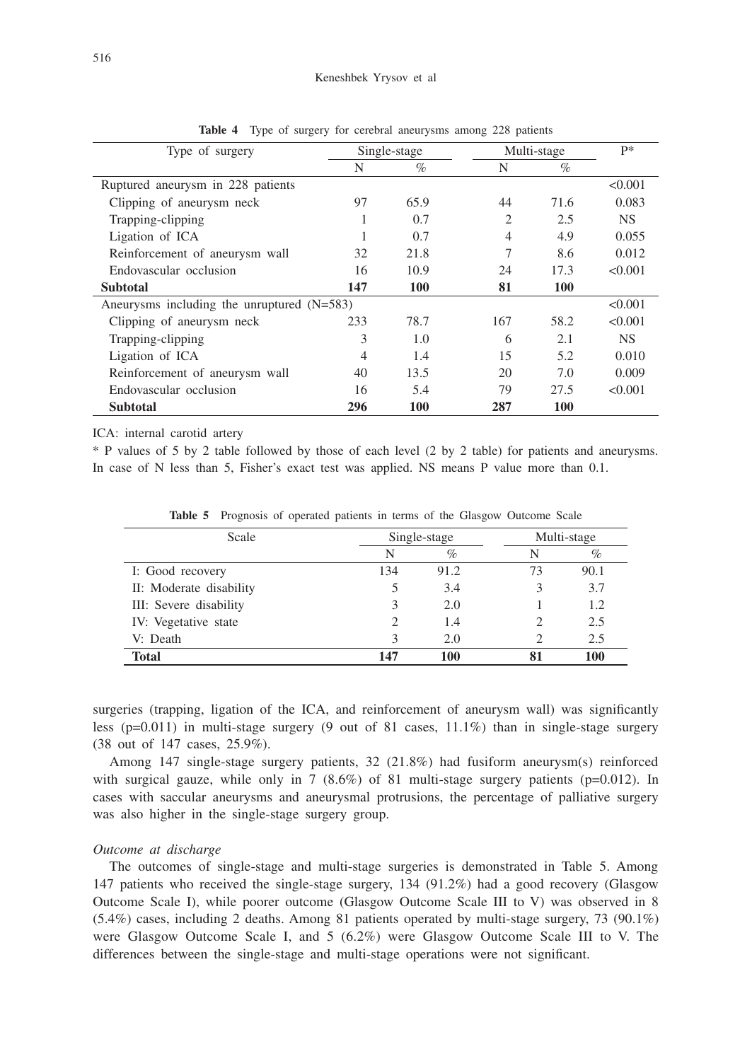**Table 4** Type of surgery for cerebral aneurysms among 228 patients

| Type of surgery | Single-stage | | Multi-stage | | P* |
|---|---|---|---|---|---|
| | N | % | N | % | |
| Ruptured aneurysm in 228 patients | | | | | <0.001 |
| Clipping of aneurysm neck | 97 | 65.9 | 44 | 71.6 | 0.083 |
| Trapping-clipping | 1 | 0.7 | 2 | 2.5 | NS |
| Ligation of ICA | 1 | 0.7 | 4 | 4.9 | 0.055 |
| Reinforcement of aneurysm wall | 32 | 21.8 | 7 | 8.6 | 0.012 |
| Endovascular occlusion | 16 | 10.9 | 24 | 17.3 | <0.001 |
| **Subtotal** | **147** | **100** | **81** | **100** | |
| Aneurysms including the unruptured (N=583) | | | | | <0.001 |
| Clipping of aneurysm neck | 233 | 78.7 | 167 | 58.2 | <0.001 |
| Trapping-clipping | 3 | 1.0 | 6 | 2.1 | NS |
| Ligation of ICA | 4 | 1.4 | 15 | 5.2 | 0.010 |
| Reinforcement of aneurysm wall | 40 | 13.5 | 20 | 7.0 | 0.009 |
| Endovascular occlusion | 16 | 5.4 | 79 | 27.5 | <0.001 |
| **Subtotal** | **296** | **100** | **287** | **100** | |

ICA: internal carotid artery

* P values of 5 by 2 table followed by those of each level (2 by 2 table) for patients and aneurysms. In case of N less than 5, Fisher's exact test was applied. NS means P value more than 0.1.

**Table 5** Prognosis of operated patients in terms of the Glasgow Outcome Scale

| Scale | Single-stage | | Multi-stage | |
|---|---|---|---|---|
| | N | % | N | % |
| I: Good recovery | 134 | 91.2 | 73 | 90.1 |
| II: Moderate disability | 5 | 3.4 | 3 | 3.7 |
| III: Severe disability | 3 | 2.0 | 1 | 1.2 |
| IV: Vegetative state | 2 | 1.4 | 2 | 2.5 |
| V: Death | 3 | 2.0 | 2 | 2.5 |
| **Total** | **147** | **100** | **81** | **100** |

surgeries (trapping, ligation of the ICA, and reinforcement of aneurysm wall) was significantly less (p=0.011) in multi-stage surgery (9 out of 81 cases, 11.1%) than in single-stage surgery (38 out of 147 cases, 25.9%).

Among 147 single-stage surgery patients, 32 (21.8%) had fusiform aneurysm(s) reinforced with surgical gauze, while only in 7 (8.6%) of 81 multi-stage surgery patients (p=0.012). In cases with saccular aneurysms and aneurysmal protrusions, the percentage of palliative surgery was also higher in the single-stage surgery group.

*Outcome at discharge*

The outcomes of single-stage and multi-stage surgeries is demonstrated in Table 5. Among 147 patients who received the single-stage surgery, 134 (91.2%) had a good recovery (Glasgow Outcome Scale I), while poorer outcome (Glasgow Outcome Scale III to V) was observed in 8 (5.4%) cases, including 2 deaths. Among 81 patients operated by multi-stage surgery, 73 (90.1%) were Glasgow Outcome Scale I, and 5 (6.2%) were Glasgow Outcome Scale III to V. The differences between the single-stage and multi-stage operations were not significant.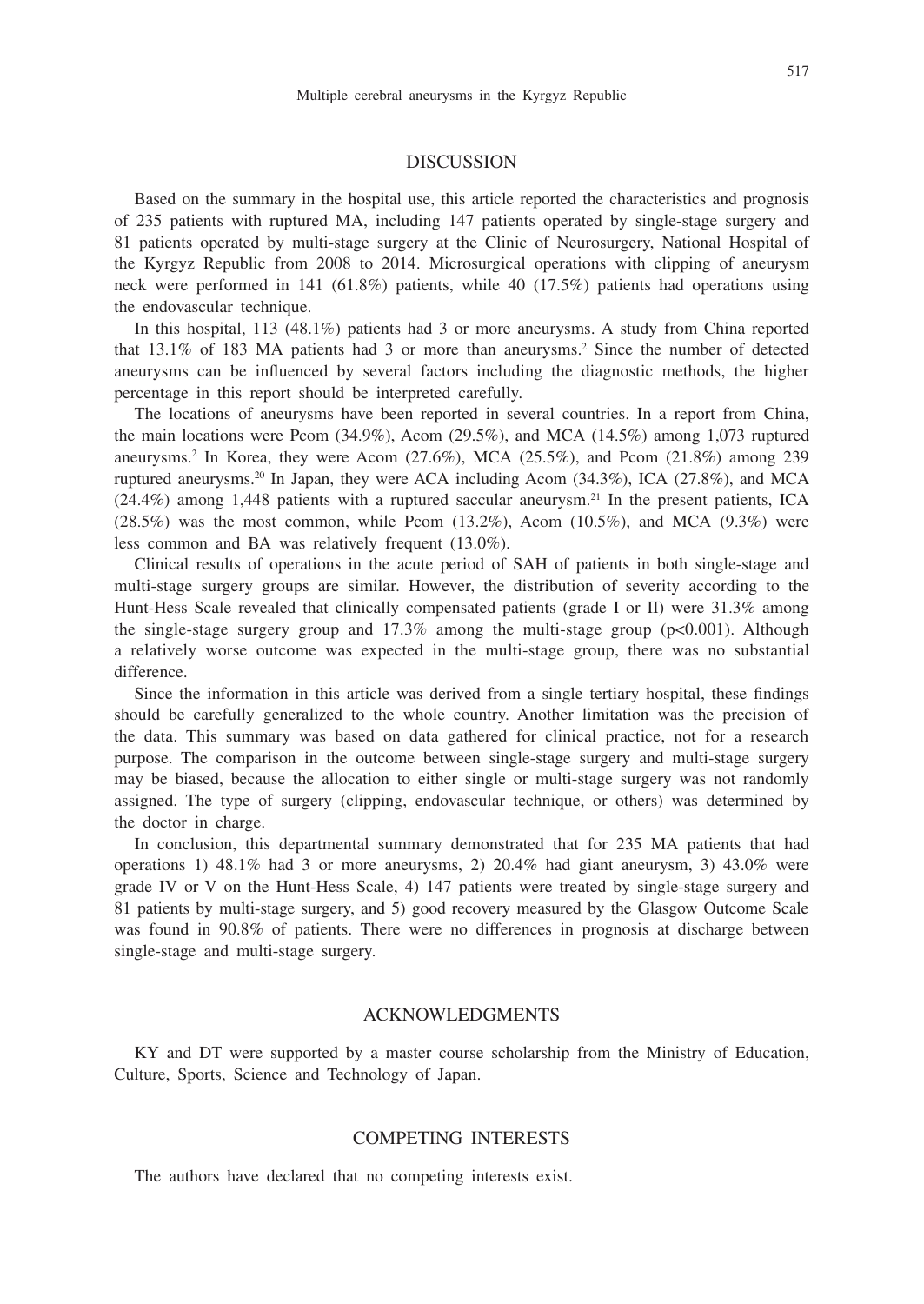## DISCUSSION

Based on the summary in the hospital use, this article reported the characteristics and prognosis of 235 patients with ruptured MA, including 147 patients operated by single-stage surgery and 81 patients operated by multi-stage surgery at the Clinic of Neurosurgery, National Hospital of the Kyrgyz Republic from 2008 to 2014. Microsurgical operations with clipping of aneurysm neck were performed in 141 (61.8%) patients, while 40 (17.5%) patients had operations using the endovascular technique.

In this hospital, 113 (48.1%) patients had 3 or more aneurysms. A study from China reported that 13.1% of 183 MA patients had 3 or more than aneurysms.[2] Since the number of detected aneurysms can be influenced by several factors including the diagnostic methods, the higher percentage in this report should be interpreted carefully.

The locations of aneurysms have been reported in several countries. In a report from China, the main locations were Pcom (34.9%), Acom (29.5%), and MCA (14.5%) among 1,073 ruptured aneurysms.[2] In Korea, they were Acom (27.6%), MCA (25.5%), and Pcom (21.8%) among 239 ruptured aneurysms.[20] In Japan, they were ACA including Acom (34.3%), ICA (27.8%), and MCA (24.4%) among 1,448 patients with a ruptured saccular aneurysm.[21] In the present patients, ICA (28.5%) was the most common, while Pcom (13.2%), Acom (10.5%), and MCA (9.3%) were less common and BA was relatively frequent (13.0%).

Clinical results of operations in the acute period of SAH of patients in both single-stage and multi-stage surgery groups are similar. However, the distribution of severity according to the Hunt-Hess Scale revealed that clinically compensated patients (grade I or II) were 31.3% among the single-stage surgery group and 17.3% among the multi-stage group ($p<0.001$). Although a relatively worse outcome was expected in the multi-stage group, there was no substantial difference.

Since the information in this article was derived from a single tertiary hospital, these findings should be carefully generalized to the whole country. Another limitation was the precision of the data. This summary was based on data gathered for clinical practice, not for a research purpose. The comparison in the outcome between single-stage surgery and multi-stage surgery may be biased, because the allocation to either single or multi-stage surgery was not randomly assigned. The type of surgery (clipping, endovascular technique, or others) was determined by the doctor in charge.

In conclusion, this departmental summary demonstrated that for 235 MA patients that had operations 1) 48.1% had 3 or more aneurysms, 2) 20.4% had giant aneurysm, 3) 43.0% were grade IV or V on the Hunt-Hess Scale, 4) 147 patients were treated by single-stage surgery and 81 patients by multi-stage surgery, and 5) good recovery measured by the Glasgow Outcome Scale was found in 90.8% of patients. There were no differences in prognosis at discharge between single-stage and multi-stage surgery.

## ACKNOWLEDGMENTS

KY and DT were supported by a master course scholarship from the Ministry of Education, Culture, Sports, Science and Technology of Japan.

## COMPETING INTERESTS

The authors have declared that no competing interests exist.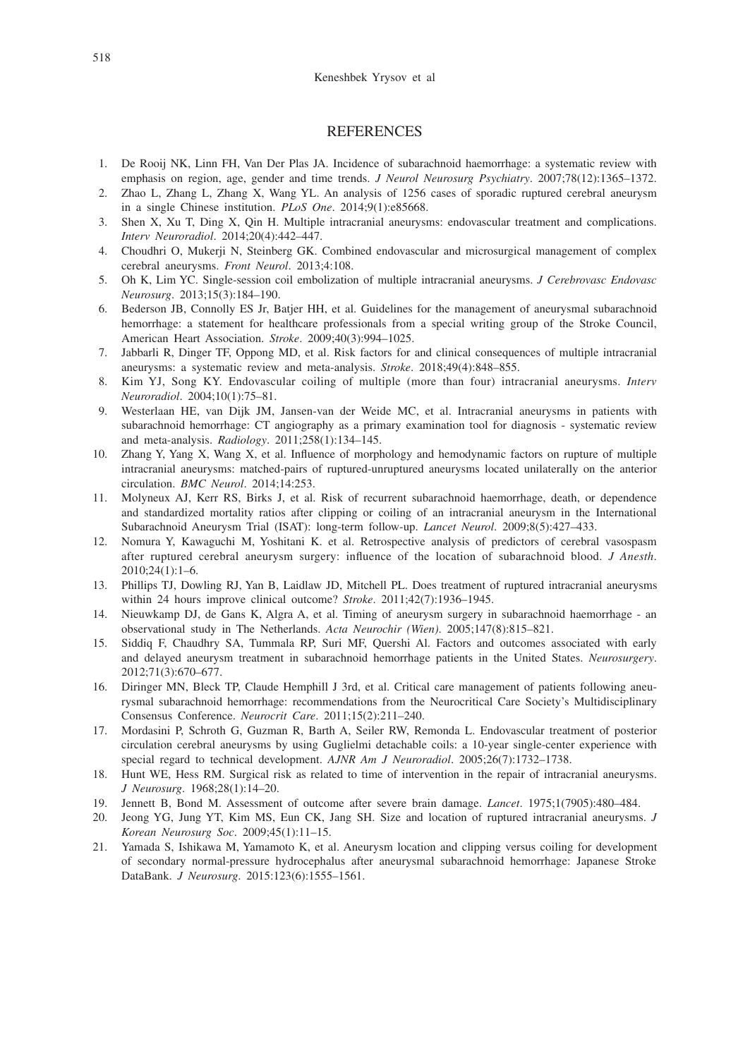# REFERENCES

1. De Rooij NK, Linn FH, Van Der Plas JA. Incidence of subarachnoid haemorrhage: a systematic review with emphasis on region, age, gender and time trends. *J Neurol Neurosurg Psychiatry*. 2007;78(12):1365–1372.
2. Zhao L, Zhang L, Zhang X, Wang YL. An analysis of 1256 cases of sporadic ruptured cerebral aneurysm in a single Chinese institution. *PLoS One*. 2014;9(1):e85668.
3. Shen X, Xu T, Ding X, Qin H. Multiple intracranial aneurysms: endovascular treatment and complications. *Interv Neuroradiol*. 2014;20(4):442–447.
4. Choudhri O, Mukerji N, Steinberg GK. Combined endovascular and microsurgical management of complex cerebral aneurysms. *Front Neurol*. 2013;4:108.
5. Oh K, Lim YC. Single-session coil embolization of multiple intracranial aneurysms. *J Cerebrovasc Endovasc Neurosurg*. 2013;15(3):184–190.
6. Bederson JB, Connolly ES Jr, Batjer HH, et al. Guidelines for the management of aneurysmal subarachnoid hemorrhage: a statement for healthcare professionals from a special writing group of the Stroke Council, American Heart Association. *Stroke*. 2009;40(3):994–1025.
7. Jabbarli R, Dinger TF, Oppong MD, et al. Risk factors for and clinical consequences of multiple intracranial aneurysms: a systematic review and meta-analysis. *Stroke*. 2018;49(4):848–855.
8. Kim YJ, Song KY. Endovascular coiling of multiple (more than four) intracranial aneurysms. *Interv Neuroradiol*. 2004;10(1):75–81.
9. Westerlaan HE, van Dijk JM, Jansen-van der Weide MC, et al. Intracranial aneurysms in patients with subarachnoid hemorrhage: CT angiography as a primary examination tool for diagnosis - systematic review and meta-analysis. *Radiology*. 2011;258(1):134–145.
10. Zhang Y, Yang X, Wang X, et al. Influence of morphology and hemodynamic factors on rupture of multiple intracranial aneurysms: matched-pairs of ruptured-unruptured aneurysms located unilaterally on the anterior circulation. *BMC Neurol*. 2014;14:253.
11. Molyneux AJ, Kerr RS, Birks J, et al. Risk of recurrent subarachnoid haemorrhage, death, or dependence and standardized mortality ratios after clipping or coiling of an intracranial aneurysm in the International Subarachnoid Aneurysm Trial (ISAT): long-term follow-up. *Lancet Neurol*. 2009;8(5):427–433.
12. Nomura Y, Kawaguchi M, Yoshitani K. et al. Retrospective analysis of predictors of cerebral vasospasm after ruptured cerebral aneurysm surgery: influence of the location of subarachnoid blood. *J Anesth*. 2010;24(1):1–6.
13. Phillips TJ, Dowling RJ, Yan B, Laidlaw JD, Mitchell PL. Does treatment of ruptured intracranial aneurysms within 24 hours improve clinical outcome? *Stroke*. 2011;42(7):1936–1945.
14. Nieuwkamp DJ, de Gans K, Algra A, et al. Timing of aneurysm surgery in subarachnoid haemorrhage - an observational study in The Netherlands. *Acta Neurochir (Wien)*. 2005;147(8):815–821.
15. Siddiq F, Chaudhry SA, Tummala RP, Suri MF, Quershi AI. Factors and outcomes associated with early and delayed aneurysm treatment in subarachnoid hemorrhage patients in the United States. *Neurosurgery*. 2012;71(3):670–677.
16. Diringer MN, Bleck TP, Claude Hemphill J 3rd, et al. Critical care management of patients following aneurysmal subarachnoid hemorrhage: recommendations from the Neurocritical Care Society's Multidisciplinary Consensus Conference. *Neurocrit Care*. 2011;15(2):211–240.
17. Mordasini P, Schroth G, Guzman R, Barth A, Seiler RW, Remonda L. Endovascular treatment of posterior circulation cerebral aneurysms by using Guglielmi detachable coils: a 10-year single-center experience with special regard to technical development. *AJNR Am J Neuroradiol*. 2005;26(7):1732–1738.
18. Hunt WE, Hess RM. Surgical risk as related to time of intervention in the repair of intracranial aneurysms. *J Neurosurg*. 1968;28(1):14–20.
19. Jennett B, Bond M. Assessment of outcome after severe brain damage. *Lancet*. 1975;1(7905):480–484.
20. Jeong YG, Jung YT, Kim MS, Eun CK, Jang SH. Size and location of ruptured intracranial aneurysms. *J Korean Neurosurg Soc*. 2009;45(1):11–15.
21. Yamada S, Ishikawa M, Yamamoto K, et al. Aneurysm location and clipping versus coiling for development of secondary normal-pressure hydrocephalus after aneurysmal subarachnoid hemorrhage: Japanese Stroke DataBank. *J Neurosurg*. 2015:123(6):1555–1561.